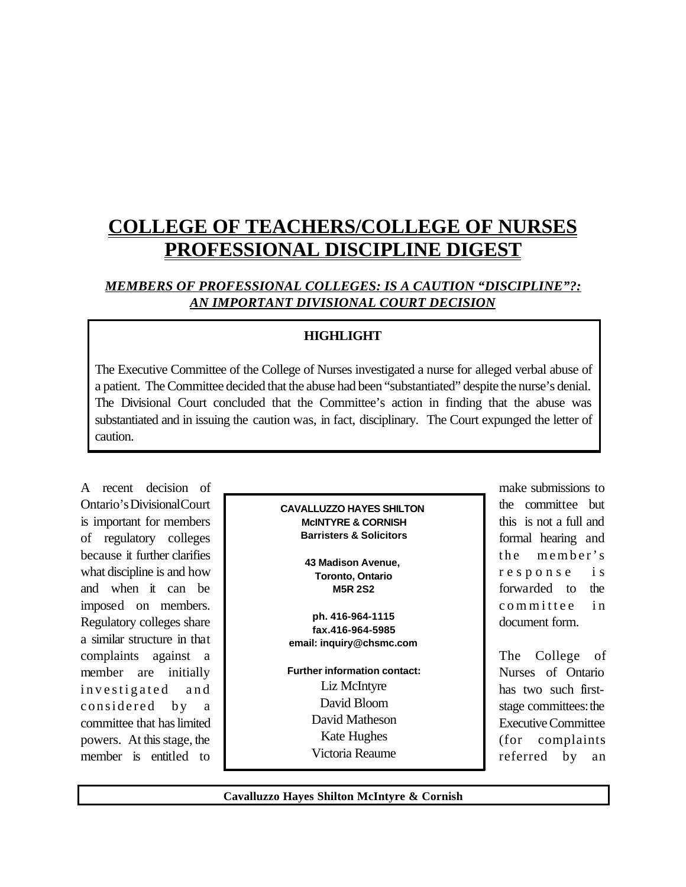# COLLEGE OF TEACHERS/COLLEGE OF NURSES PROFESSIONAL DISCIPLINE DIGEST

## *MEMBERS OF PROFESSIONAL COLLEGES: IS A CAUTION "DISCIPLINE"?: AN IMPORTANT DIVISIONAL COURT DECISION*

**HIGHLIGHT**

The Executive Committee of the College of Nurses investigated a nurse for alleged verbal abuse of a patient. The Committee decided that the abuse had been "substantiated" despite the nurse's denial. The Divisional Court concluded that the Committee's action in finding that the abuse was substantiated and in issuing the caution was, in fact, disciplinary. The Court expunged the letter of caution.

A recent decision of Ontario's Divisional Court is important for members of regulatory colleges because it further clarifies what discipline is and how and when it can be imposed on members. Regulatory colleges share a similar structure in that complaints against a member are initially investigated and considered by a committee that has limited powers. At this stage, the member is entitled to make submissions to the committee but this is not a full and formal hearing and the member's response is forwarded to the committee in document form.

The College of Nurses of Ontario has two such first-stage committees: the Executive Committee (for complaints referred by an

**CAVALLUZZO HAYES SHILTON McINTYRE & CORNISH**
**Barristers & Solicitors**

**43 Madison Avenue,**
**Toronto, Ontario**
**M5R 2S2**

**ph. 416-964-1115**
**fax.416-964-5985**
**email: inquiry@chsmc.com**

**Further information contact:**
Liz McIntyre
David Bloom
David Matheson
Kate Hughes
Victoria Reaume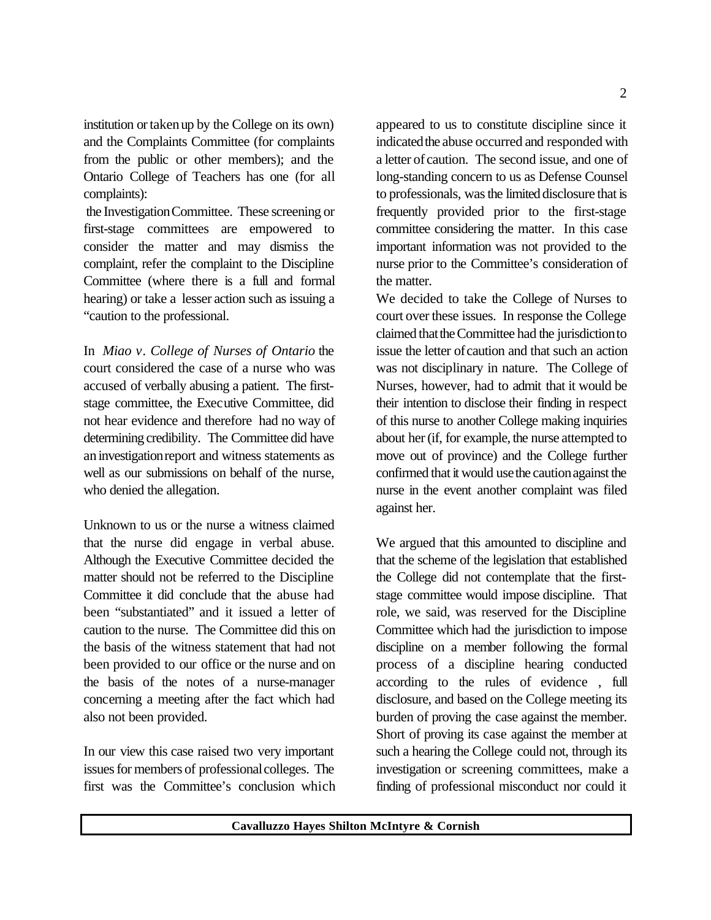institution or taken up by the College on its own) and the Complaints Committee (for complaints from the public or other members); and the Ontario College of Teachers has one (for all complaints):

the Investigation Committee. These screening or first-stage committees are empowered to consider the matter and may dismiss the complaint, refer the complaint to the Discipline Committee (where there is a full and formal hearing) or take a lesser action such as issuing a "caution to the professional.

In *Miao v. College of Nurses of Ontario* the court considered the case of a nurse who was accused of verbally abusing a patient. The first-stage committee, the Executive Committee, did not hear evidence and therefore had no way of determining credibility. The Committee did have an investigation report and witness statements as well as our submissions on behalf of the nurse, who denied the allegation.

Unknown to us or the nurse a witness claimed that the nurse did engage in verbal abuse. Although the Executive Committee decided the matter should not be referred to the Discipline Committee it did conclude that the abuse had been "substantiated" and it issued a letter of caution to the nurse. The Committee did this on the basis of the witness statement that had not been provided to our office or the nurse and on the basis of the notes of a nurse-manager concerning a meeting after the fact which had also not been provided.

In our view this case raised two very important issues for members of professional colleges. The first was the Committee's conclusion which appeared to us to constitute discipline since it indicated the abuse occurred and responded with a letter of caution. The second issue, and one of long-standing concern to us as Defense Counsel to professionals, was the limited disclosure that is frequently provided prior to the first-stage committee considering the matter. In this case important information was not provided to the nurse prior to the Committee's consideration of the matter.

We decided to take the College of Nurses to court over these issues. In response the College claimed that the Committee had the jurisdiction to issue the letter of caution and that such an action was not disciplinary in nature. The College of Nurses, however, had to admit that it would be their intention to disclose their finding in respect of this nurse to another College making inquiries about her (if, for example, the nurse attempted to move out of province) and the College further confirmed that it would use the caution against the nurse in the event another complaint was filed against her.

We argued that this amounted to discipline and that the scheme of the legislation that established the College did not contemplate that the first-stage committee would impose discipline. That role, we said, was reserved for the Discipline Committee which had the jurisdiction to impose discipline on a member following the formal process of a discipline hearing conducted according to the rules of evidence , full disclosure, and based on the College meeting its burden of proving the case against the member. Short of proving its case against the member at such a hearing the College could not, through its investigation or screening committees, make a finding of professional misconduct nor could it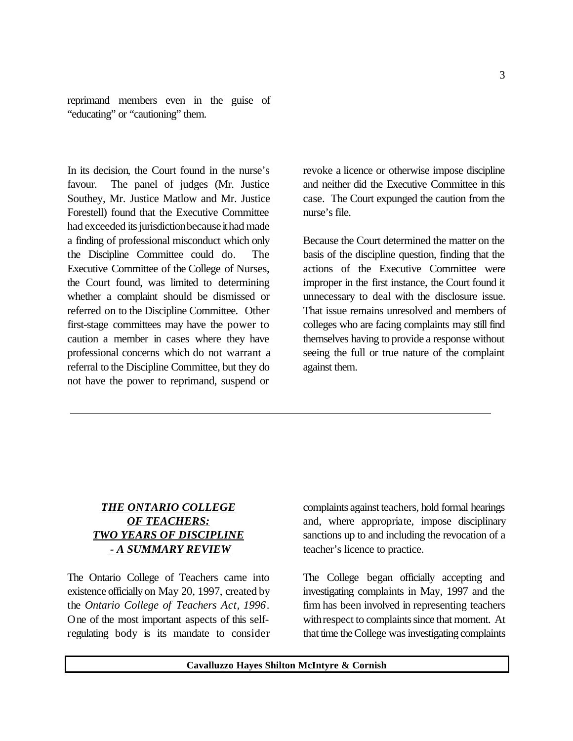reprimand members even in the guise of "educating" or "cautioning" them.

In its decision, the Court found in the nurse's favour. The panel of judges (Mr. Justice Southey, Mr. Justice Matlow and Mr. Justice Forestell) found that the Executive Committee had exceeded its jurisdiction because it had made a finding of professional misconduct which only the Discipline Committee could do. The Executive Committee of the College of Nurses, the Court found, was limited to determining whether a complaint should be dismissed or referred on to the Discipline Committee. Other first-stage committees may have the power to caution a member in cases where they have professional concerns which do not warrant a referral to the Discipline Committee, but they do not have the power to reprimand, suspend or revoke a licence or otherwise impose discipline and neither did the Executive Committee in this case. The Court expunged the caution from the nurse's file.

Because the Court determined the matter on the basis of the discipline question, finding that the actions of the Executive Committee were improper in the first instance, the Court found it unnecessary to deal with the disclosure issue. That issue remains unresolved and members of colleges who are facing complaints may still find themselves having to provide a response without seeing the full or true nature of the complaint against them.

---

## ***THE ONTARIO COLLEGE OF TEACHERS: TWO YEARS OF DISCIPLINE - A SUMMARY REVIEW***

The Ontario College of Teachers came into existence officially on May 20, 1997, created by the *Ontario College of Teachers Act, 1996*. One of the most important aspects of this self-regulating body is its mandate to consider complaints against teachers, hold formal hearings and, where appropriate, impose disciplinary sanctions up to and including the revocation of a teacher's licence to practice.

The College began officially accepting and investigating complaints in May, 1997 and the firm has been involved in representing teachers with respect to complaints since that moment. At that time the College was investigating complaints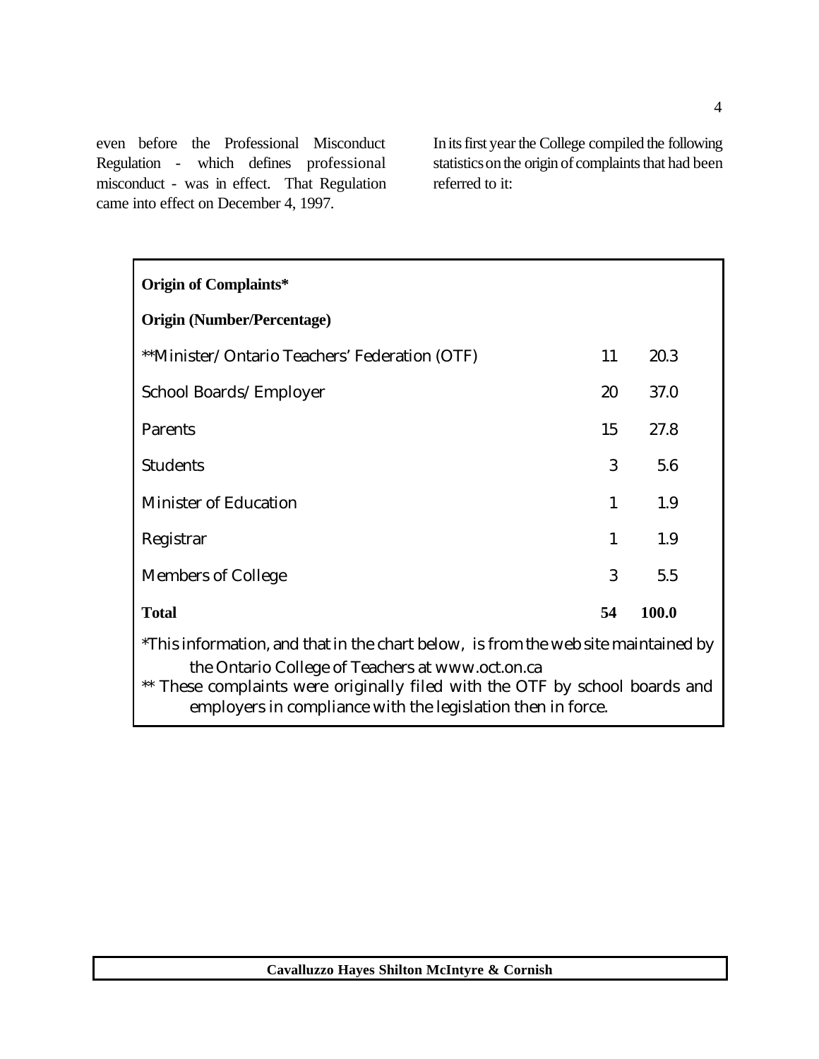even before the Professional Misconduct Regulation - which defines professional misconduct - was in effect. That Regulation came into effect on December 4, 1997.

In its first year the College compiled the following statistics on the origin of complaints that had been referred to it:

**Origin of Complaints***

| **Origin (Number/Percentage)** | | |
|---|---|---|
| **Minister/ Ontario Teachers' Federation (OTF) | 11 | 20.3 |
| School Boards/ Employer | 20 | 37.0 |
| Parents | 15 | 27.8 |
| Students | 3 | 5.6 |
| Minister of Education | 1 | 1.9 |
| Registrar | 1 | 1.9 |
| Members of College | 3 | 5.5 |
| **Total** | **54** | **100.0** |

*This information, and that in the chart below, is from the web site maintained by the Ontario College of Teachers at www.oct.on.ca

** These complaints were originally filed with the OTF by school boards and employers in compliance with the legislation then in force.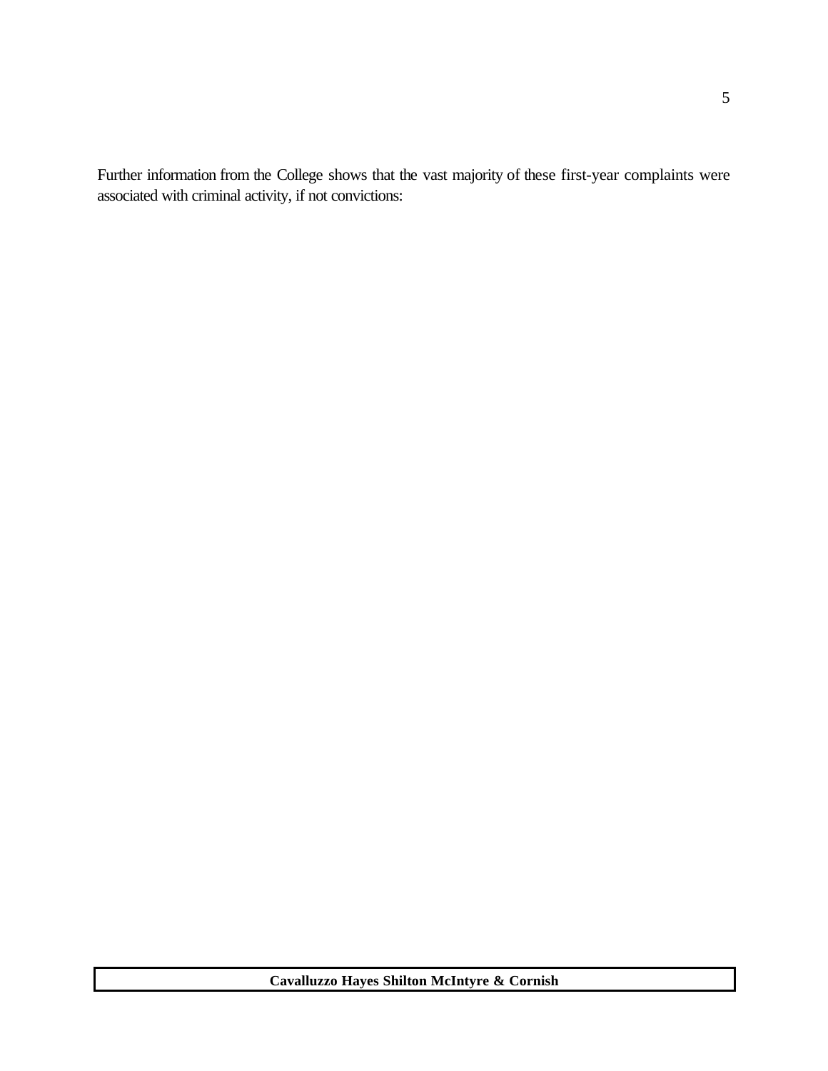Further information from the College shows that the vast majority of these first-year complaints were associated with criminal activity, if not convictions: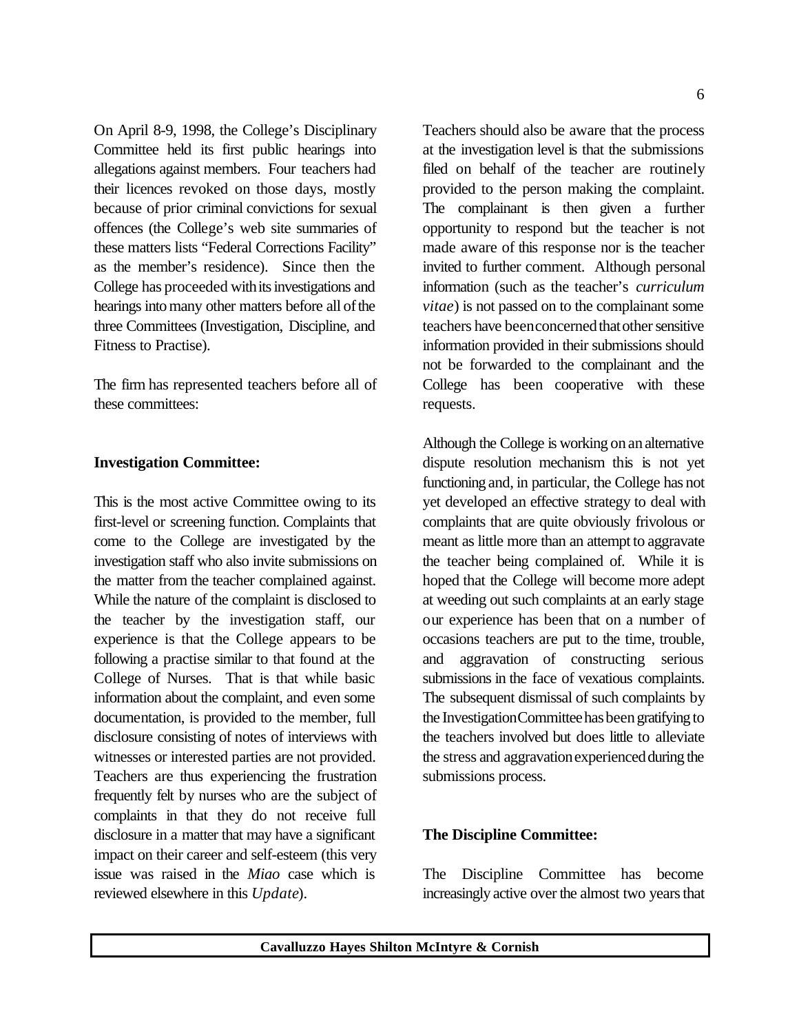On April 8-9, 1998, the College's Disciplinary Committee held its first public hearings into allegations against members. Four teachers had their licences revoked on those days, mostly because of prior criminal convictions for sexual offences (the College's web site summaries of these matters lists "Federal Corrections Facility" as the member's residence). Since then the College has proceeded with its investigations and hearings into many other matters before all of the three Committees (Investigation, Discipline, and Fitness to Practise).

The firm has represented teachers before all of these committees:

**Investigation Committee:**

This is the most active Committee owing to its first-level or screening function. Complaints that come to the College are investigated by the investigation staff who also invite submissions on the matter from the teacher complained against. While the nature of the complaint is disclosed to the teacher by the investigation staff, our experience is that the College appears to be following a practise similar to that found at the College of Nurses. That is that while basic information about the complaint, and even some documentation, is provided to the member, full disclosure consisting of notes of interviews with witnesses or interested parties are not provided. Teachers are thus experiencing the frustration frequently felt by nurses who are the subject of complaints in that they do not receive full disclosure in a matter that may have a significant impact on their career and self-esteem (this very issue was raised in the *Miao* case which is reviewed elsewhere in this *Update*).

Teachers should also be aware that the process at the investigation level is that the submissions filed on behalf of the teacher are routinely provided to the person making the complaint. The complainant is then given a further opportunity to respond but the teacher is not made aware of this response nor is the teacher invited to further comment. Although personal information (such as the teacher's *curriculum vitae*) is not passed on to the complainant some teachers have been concerned that other sensitive information provided in their submissions should not be forwarded to the complainant and the College has been cooperative with these requests.

Although the College is working on an alternative dispute resolution mechanism this is not yet functioning and, in particular, the College has not yet developed an effective strategy to deal with complaints that are quite obviously frivolous or meant as little more than an attempt to aggravate the teacher being complained of. While it is hoped that the College will become more adept at weeding out such complaints at an early stage our experience has been that on a number of occasions teachers are put to the time, trouble, and aggravation of constructing serious submissions in the face of vexatious complaints. The subsequent dismissal of such complaints by the Investigation Committee has been gratifying to the teachers involved but does little to alleviate the stress and aggravation experienced during the submissions process.

**The Discipline Committee:**

The Discipline Committee has become increasingly active over the almost two years that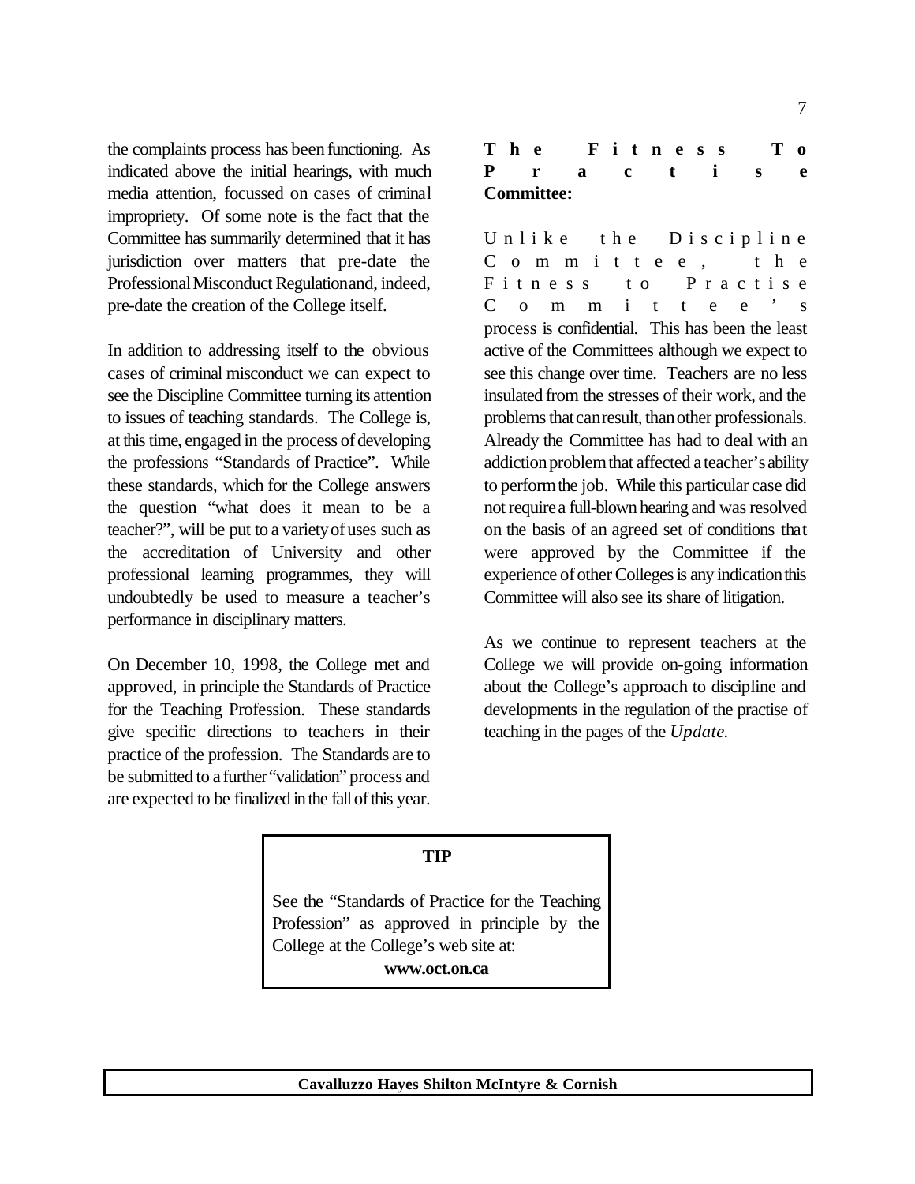the complaints process has been functioning. As indicated above the initial hearings, with much media attention, focussed on cases of criminal impropriety. Of some note is the fact that the Committee has summarily determined that it has jurisdiction over matters that pre-date the Professional Misconduct Regulation and, indeed, pre-date the creation of the College itself.

In addition to addressing itself to the obvious cases of criminal misconduct we can expect to see the Discipline Committee turning its attention to issues of teaching standards. The College is, at this time, engaged in the process of developing the professions "Standards of Practice". While these standards, which for the College answers the question "what does it mean to be a teacher?", will be put to a variety of uses such as the accreditation of University and other professional learning programmes, they will undoubtedly be used to measure a teacher's performance in disciplinary matters.

On December 10, 1998, the College met and approved, in principle the Standards of Practice for the Teaching Profession. These standards give specific directions to teachers in their practice of the profession. The Standards are to be submitted to a further "validation" process and are expected to be finalized in the fall of this year.

**The Fitness To Practise Committee:**

Unlike the Discipline Committee, the Fitness to Practise Committee's process is confidential. This has been the least active of the Committees although we expect to see this change over time. Teachers are no less insulated from the stresses of their work, and the problems that can result, than other professionals. Already the Committee has had to deal with an addiction problem that affected a teacher's ability to perform the job. While this particular case did not require a full-blown hearing and was resolved on the basis of an agreed set of conditions that were approved by the Committee if the experience of other Colleges is any indication this Committee will also see its share of litigation.

As we continue to represent teachers at the College we will provide on-going information about the College's approach to discipline and developments in the regulation of the practise of teaching in the pages of the *Update.*

**TIP**

See the "Standards of Practice for the Teaching Profession" as approved in principle by the College at the College's web site at:

**www.oct.on.ca**